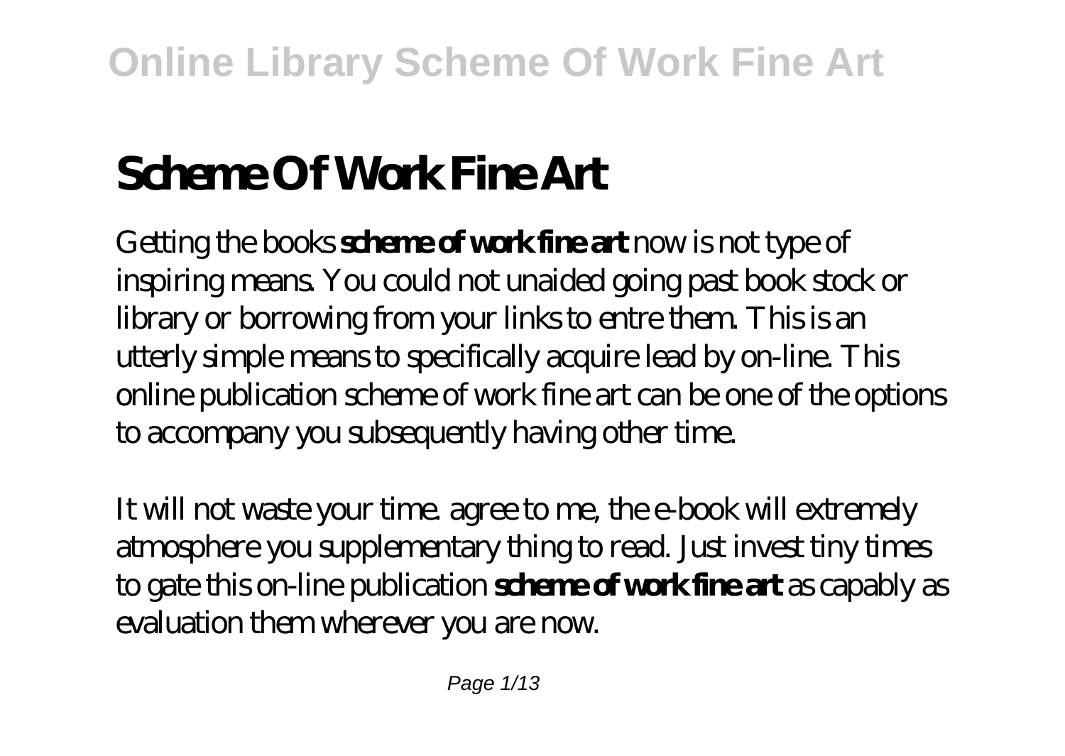# Scheme Of Work Fine Art

Getting the books **scheme of work fine art** now is not type of inspiring means. You could not unaided going past book stock or library or borrowing from your links to entre them. This is an utterly simple means to specifically acquire lead by on-line. This online publication scheme of work fine art can be one of the options to accompany you subsequently having other time.

It will not waste your time. agree to me, the e-book will extremely atmosphere you supplementary thing to read. Just invest tiny times to gate this on-line publication **scheme of work fine art** as capably as evaluation them wherever you are now.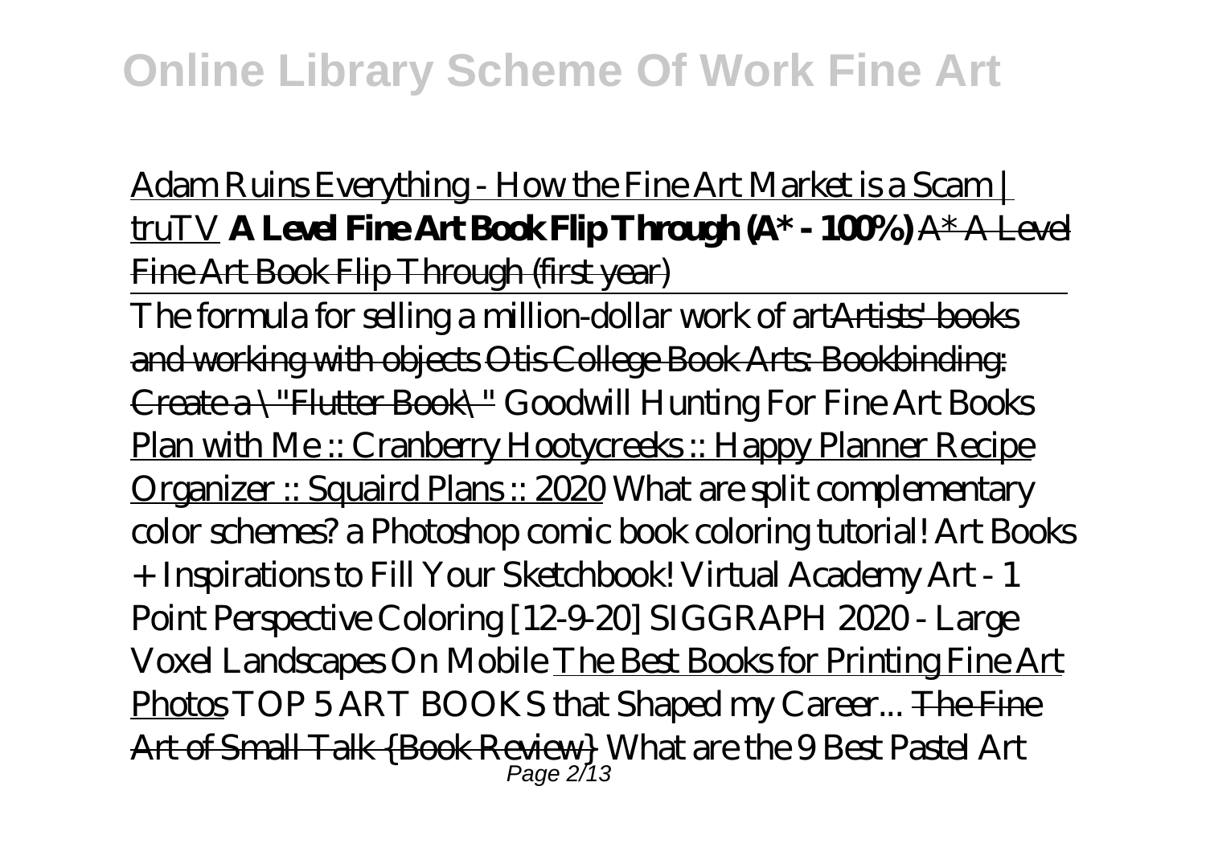Adam Ruins Everything - How the Fine Art Market is a Scam | truTV **A Level Fine Art Book Flip Through (A* - 100%)** A* A Level Fine Art Book Flip Through (first year)

The formula for selling a million-dollar work of art Artists' books and working with objects Otis College Book Arts: Bookbinding: Create a \"Flutter Book\" *Goodwill Hunting For Fine Art Books* Plan with Me :: Cranberry Hootycreeks :: Happy Planner Recipe Organizer :: Squaird Plans :: 2020 *What are split complementary color schemes? a Photoshop comic book coloring tutorial! Art Books + Inspirations to Fill Your Sketchbook! Virtual Academy Art - 1 Point Perspective Coloring [12-9-20] SIGGRAPH 2020 - Large Voxel Landscapes On Mobile* The Best Books for Printing Fine Art Photos *TOP 5 ART BOOKS that Shaped my Career...* The Fine Art of Small Talk {Book Review} *What are the 9 Best Pastel Art*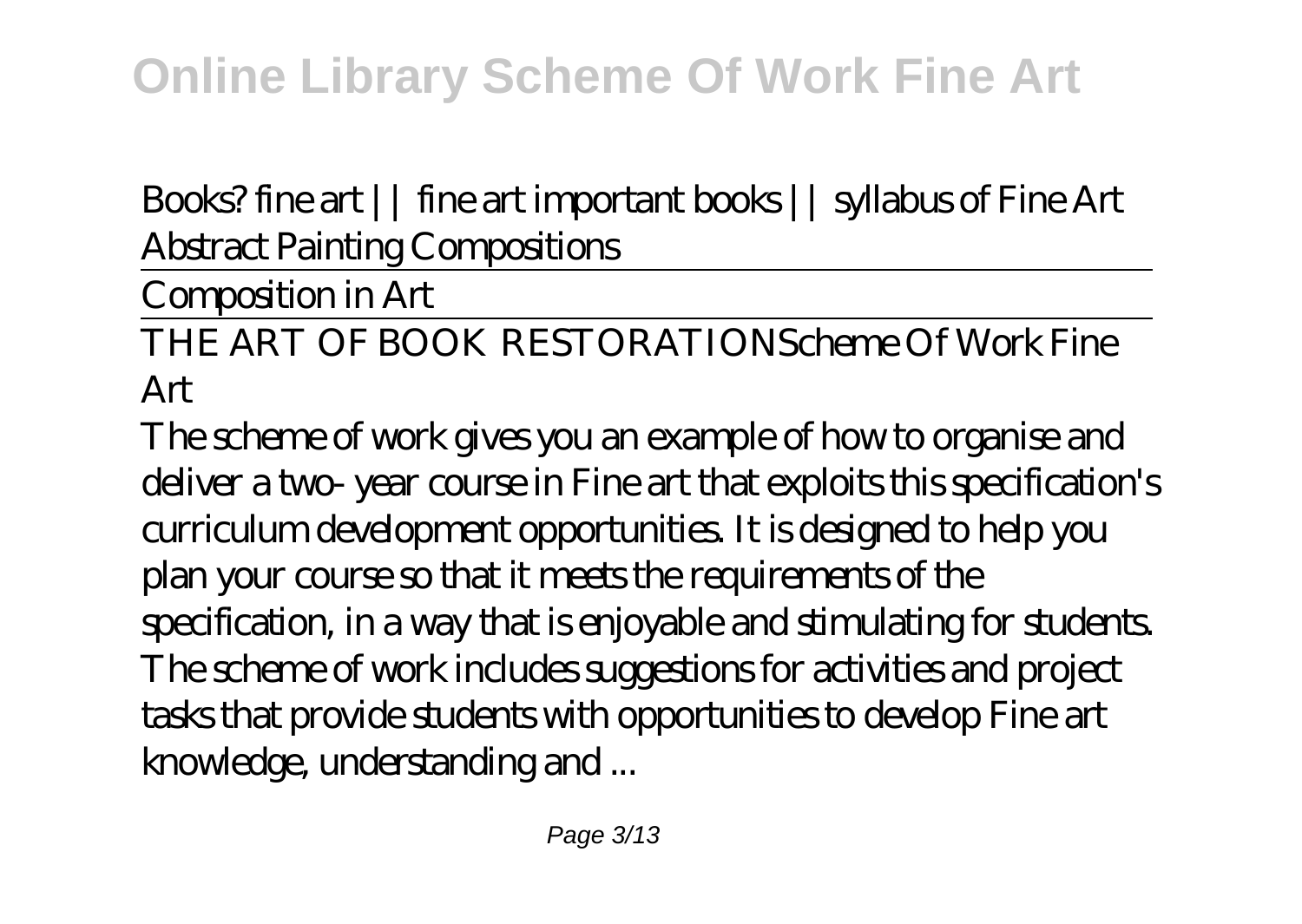*Books? fine art || fine art important books || syllabus of Fine Art*
*Abstract Painting Compositions*

Composition in Art

THE ART OF BOOK RESTORATION*Scheme Of Work Fine Art*

The scheme of work gives you an example of how to organise and deliver a two- year course in Fine art that exploits this specification's curriculum development opportunities. It is designed to help you plan your course so that it meets the requirements of the specification, in a way that is enjoyable and stimulating for students. The scheme of work includes suggestions for activities and project tasks that provide students with opportunities to develop Fine art knowledge, understanding and ...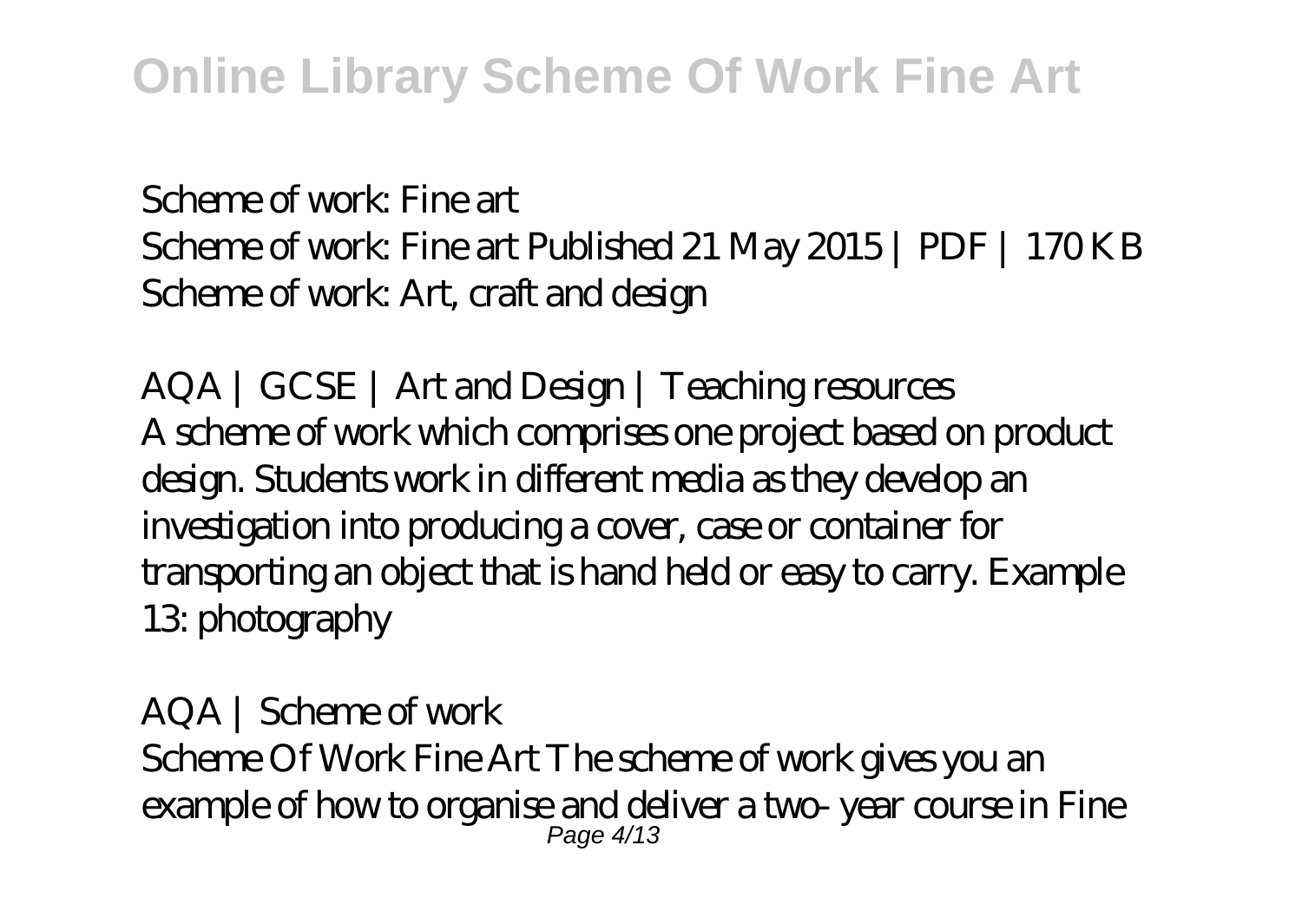*Scheme of work: Fine art*
Scheme of work: Fine art Published 21 May 2015 | PDF | 170 KB
Scheme of work: Art, craft and design

*AQA | GCSE | Art and Design | Teaching resources*
A scheme of work which comprises one project based on product design. Students work in different media as they develop an investigation into producing a cover, case or container for transporting an object that is hand held or easy to carry. Example 13: photography

*AQA | Scheme of work*
Scheme Of Work Fine Art The scheme of work gives you an example of how to organise and deliver a two- year course in Fine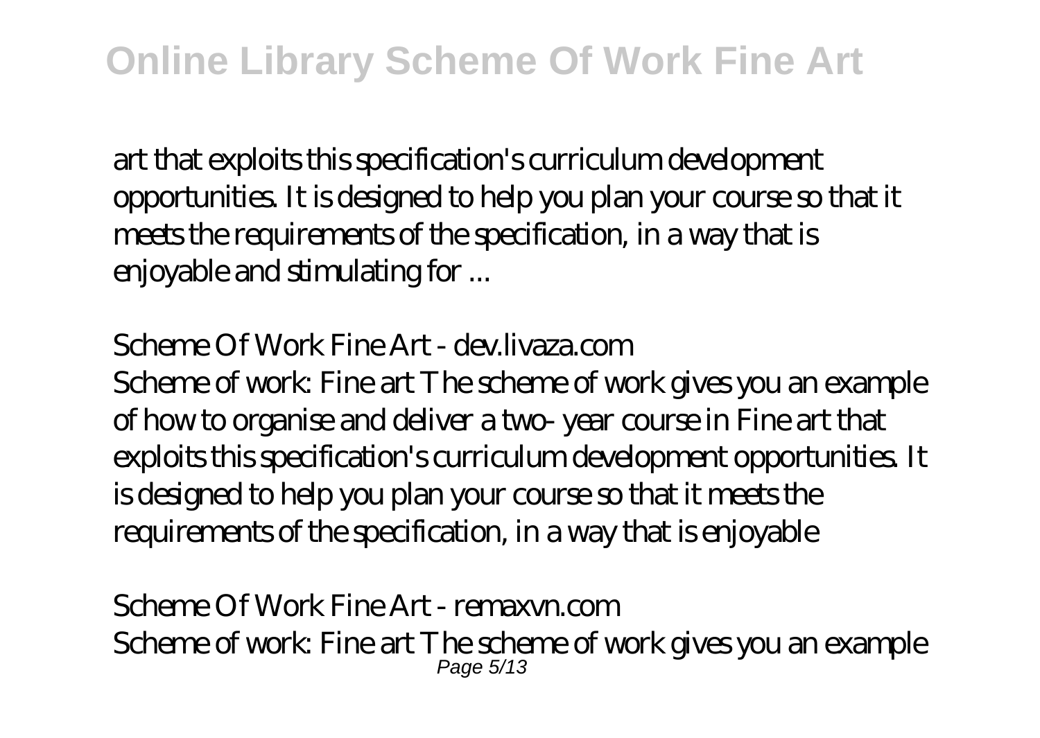art that exploits this specification's curriculum development opportunities. It is designed to help you plan your course so that it meets the requirements of the specification, in a way that is enjoyable and stimulating for ...

*Scheme Of Work Fine Art - dev.livaza.com*

Scheme of work: Fine art The scheme of work gives you an example of how to organise and deliver a two- year course in Fine art that exploits this specification's curriculum development opportunities. It is designed to help you plan your course so that it meets the requirements of the specification, in a way that is enjoyable

*Scheme Of Work Fine Art - remaxvn.com*

Scheme of work: Fine art The scheme of work gives you an example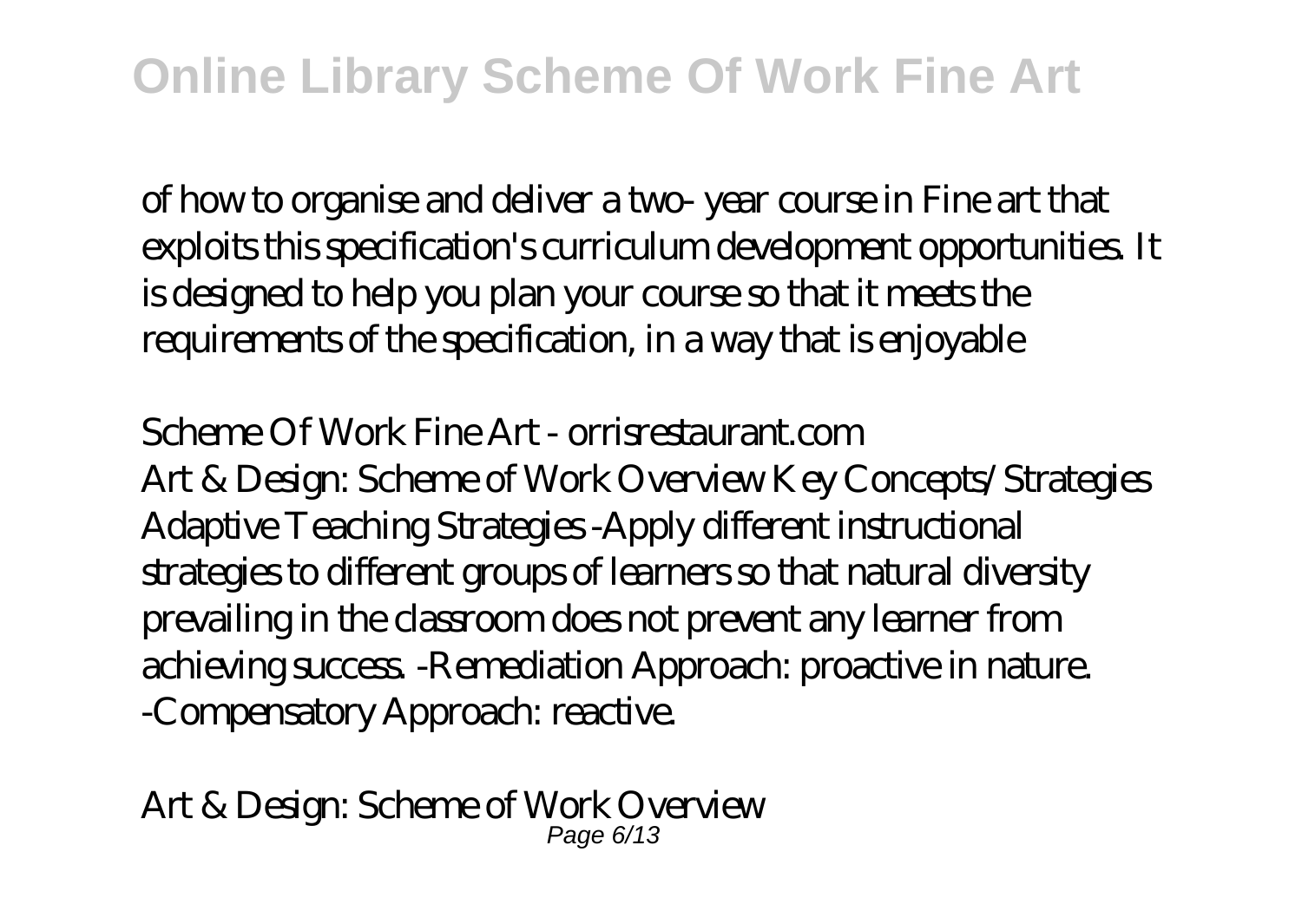of how to organise and deliver a two- year course in Fine art that exploits this specification's curriculum development opportunities. It is designed to help you plan your course so that it meets the requirements of the specification, in a way that is enjoyable

*Scheme Of Work Fine Art - orrisrestaurant.com*

Art & Design: Scheme of Work Overview Key Concepts/Strategies Adaptive Teaching Strategies -Apply different instructional strategies to different groups of learners so that natural diversity prevailing in the classroom does not prevent any learner from achieving success. -Remediation Approach: proactive in nature. -Compensatory Approach: reactive.

*Art & Design: Scheme of Work Overview*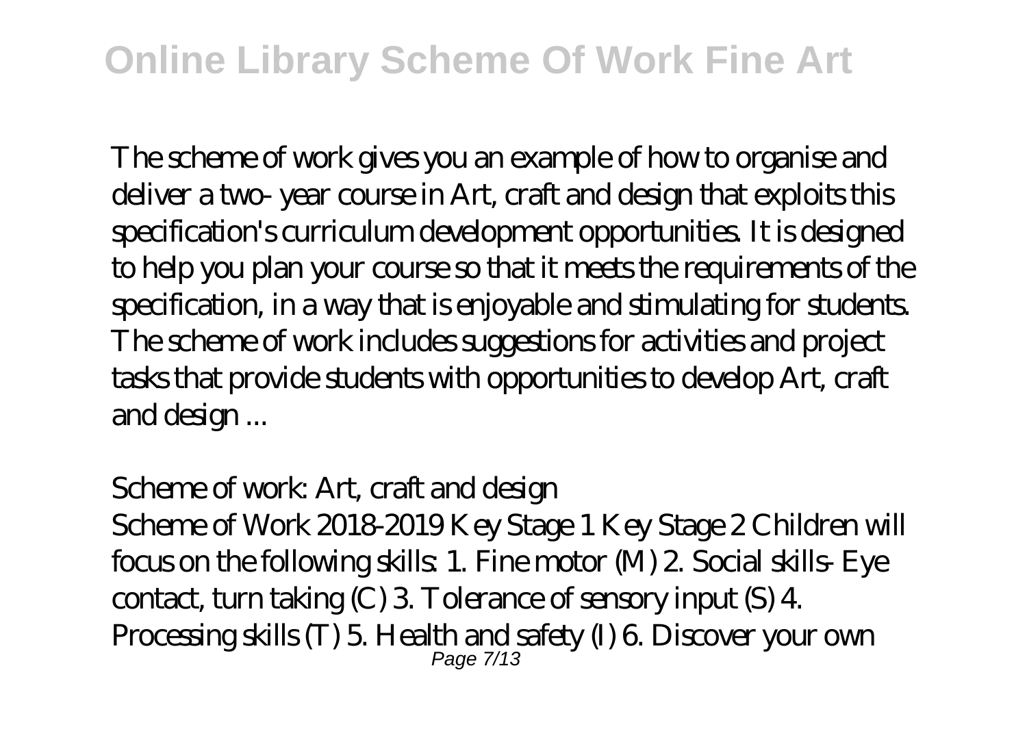The scheme of work gives you an example of how to organise and deliver a two- year course in Art, craft and design that exploits this specification's curriculum development opportunities. It is designed to help you plan your course so that it meets the requirements of the specification, in a way that is enjoyable and stimulating for students. The scheme of work includes suggestions for activities and project tasks that provide students with opportunities to develop Art, craft and design ...

*Scheme of work: Art, craft and design*

Scheme of Work 2018-2019 Key Stage 1 Key Stage 2 Children will focus on the following skills: 1. Fine motor (M) 2. Social skills- Eye contact, turn taking (C) 3. Tolerance of sensory input (S) 4. Processing skills (T) 5. Health and safety (I) 6. Discover your own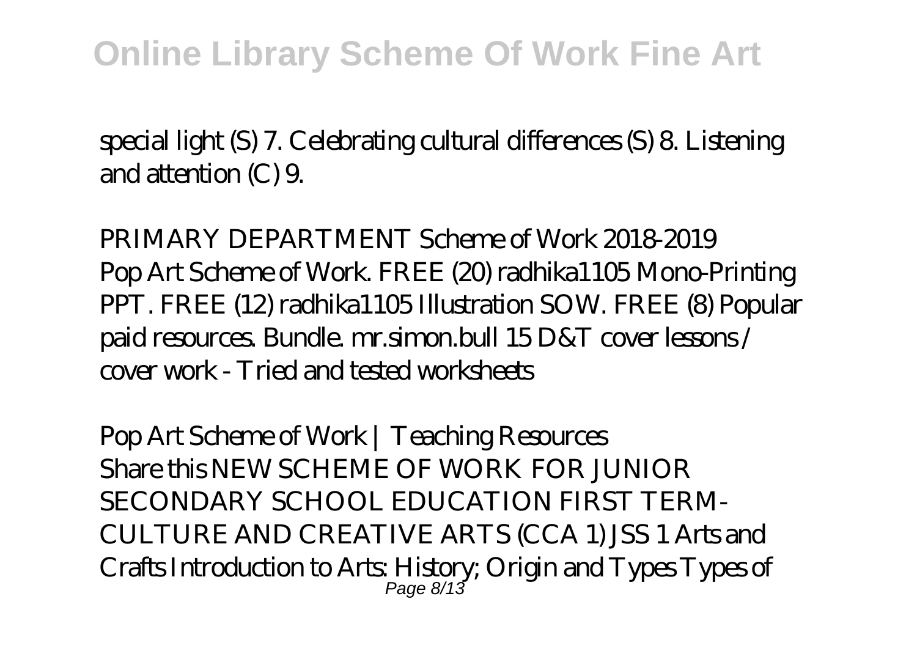special light (S) 7. Celebrating cultural differences (S) 8. Listening and attention (C) 9.

*PRIMARY DEPARTMENT Scheme of Work 2018-2019*

Pop Art Scheme of Work. FREE (20) radhika1105 Mono-Printing PPT. FREE (12) radhika1105 Illustration SOW. FREE (8) Popular paid resources. Bundle. mr.simon.bull 15 D&T cover lessons / cover work - Tried and tested worksheets

*Pop Art Scheme of Work | Teaching Resources*

Share this NEW SCHEME OF WORK FOR JUNIOR SECONDARY SCHOOL EDUCATION FIRST TERM-CULTURE AND CREATIVE ARTS (CCA 1) JSS 1 Arts and Crafts Introduction to Arts: History; Origin and Types Types of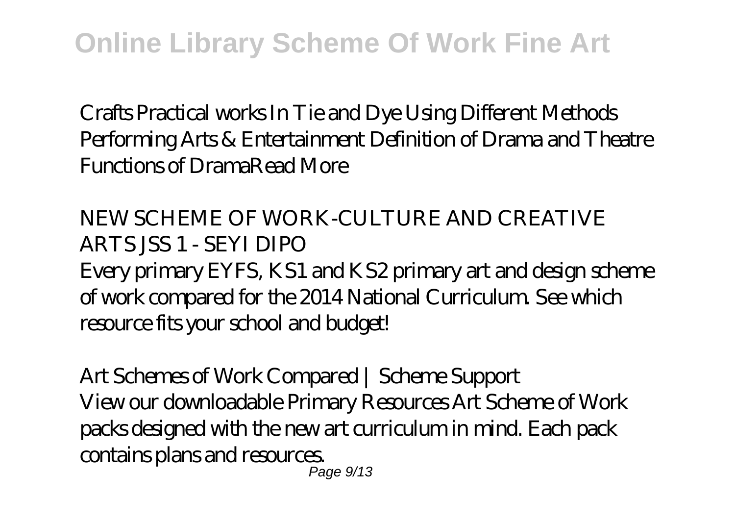Crafts Practical works In Tie and Dye Using Different Methods Performing Arts & Entertainment Definition of Drama and Theatre Functions of DramaRead More

*NEW SCHEME OF WORK-CULTURE AND CREATIVE ARTS JSS 1 - SEYI DIPO*

Every primary EYFS, KS1 and KS2 primary art and design scheme of work compared for the 2014 National Curriculum. See which resource fits your school and budget!

*Art Schemes of Work Compared | Scheme Support*

View our downloadable Primary Resources Art Scheme of Work packs designed with the new art curriculum in mind. Each pack contains plans and resources.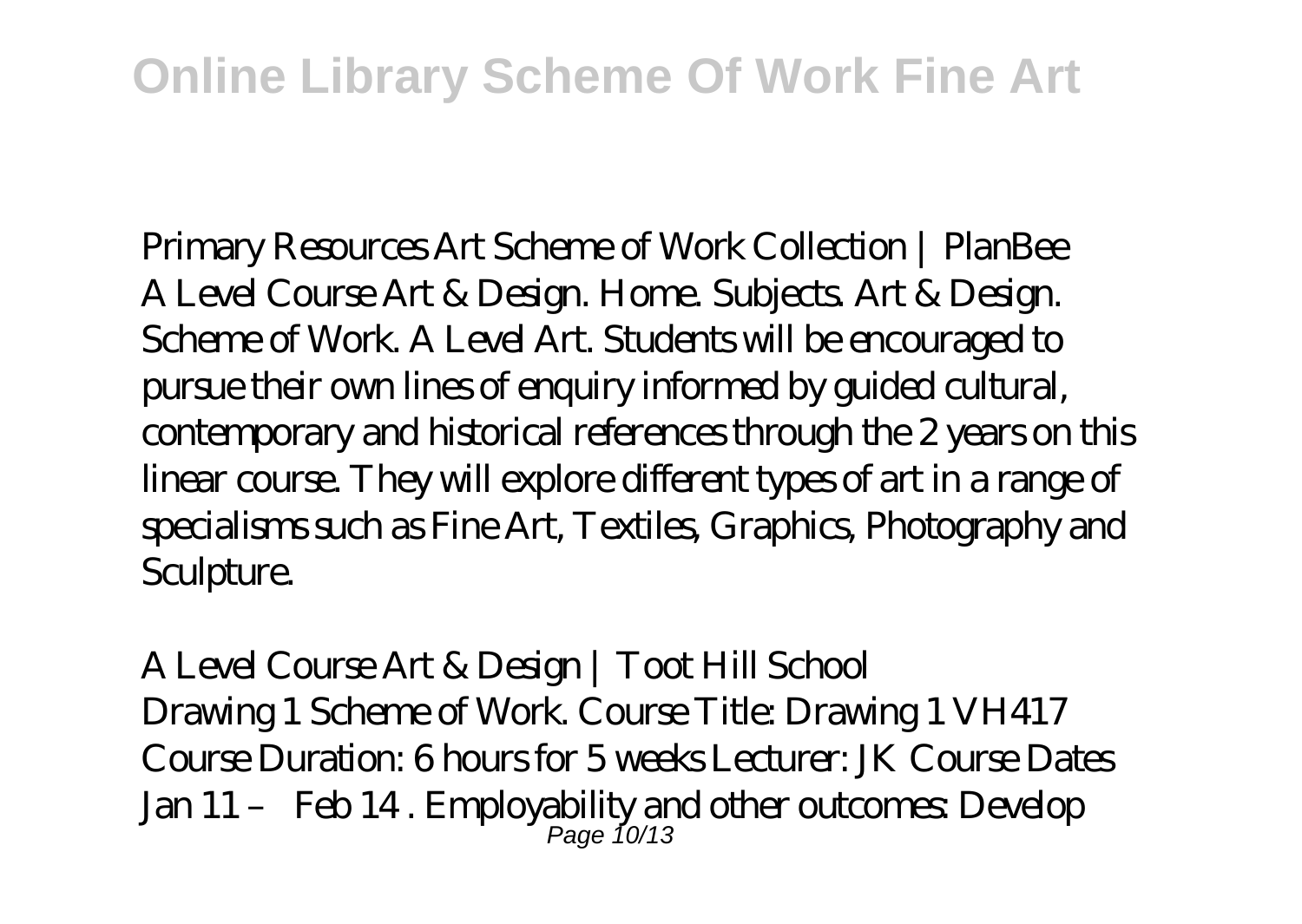Primary Resources Art Scheme of Work Collection | PlanBee

A Level Course Art & Design. Home. Subjects. Art & Design. Scheme of Work. A Level Art. Students will be encouraged to pursue their own lines of enquiry informed by guided cultural, contemporary and historical references through the 2 years on this linear course. They will explore different types of art in a range of specialisms such as Fine Art, Textiles, Graphics, Photography and Sculpture.

A Level Course Art & Design | Toot Hill School

Drawing 1 Scheme of Work. Course Title: Drawing 1 VH417 Course Duration: 6 hours for 5 weeks Lecturer: JK Course Dates Jan 11 – Feb 14 . Employability and other outcomes: Develop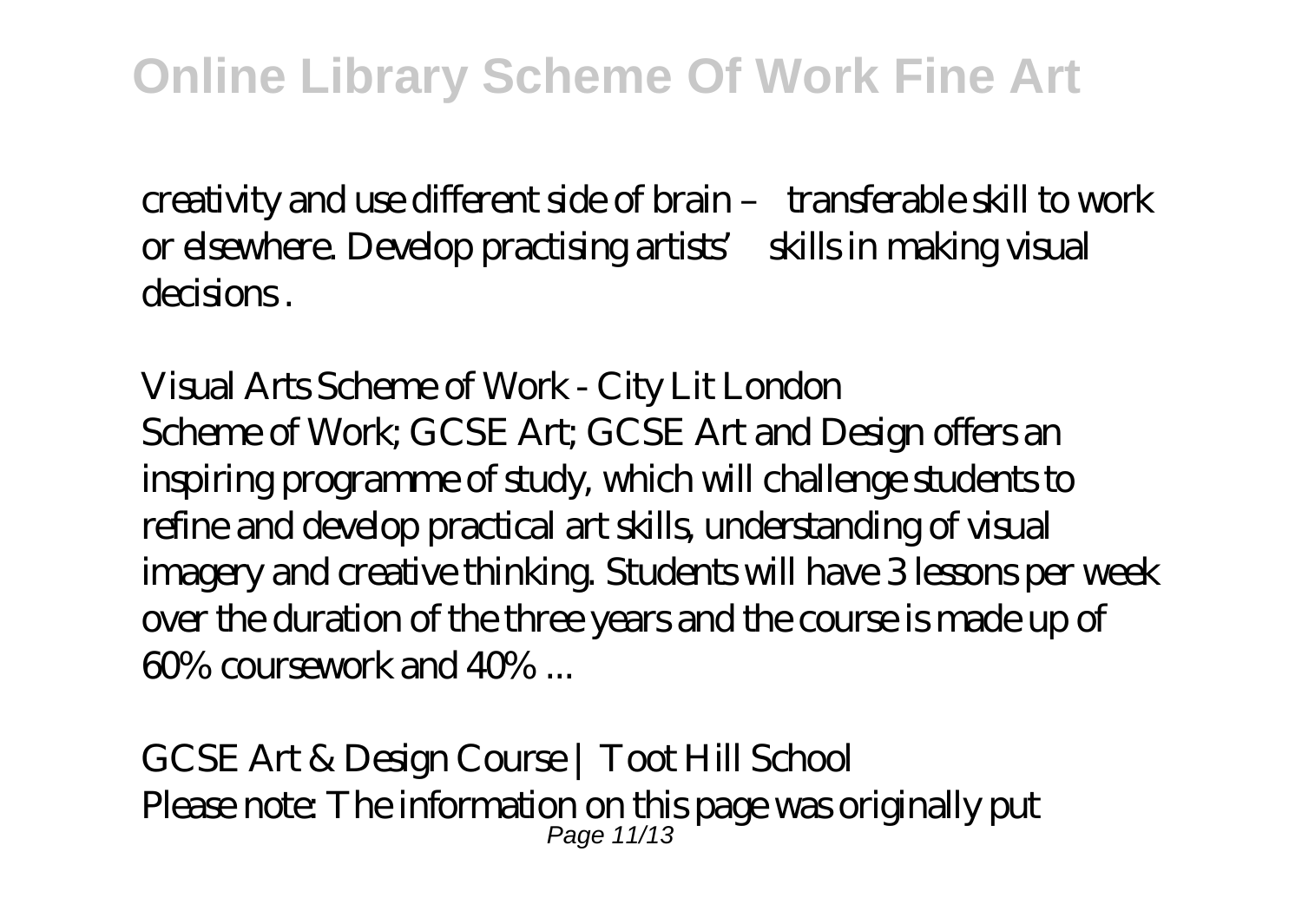creativity and use different side of brain – transferable skill to work or elsewhere. Develop practising artists' skills in making visual decisions .

*Visual Arts Scheme of Work - City Lit London*
Scheme of Work; GCSE Art; GCSE Art and Design offers an inspiring programme of study, which will challenge students to refine and develop practical art skills, understanding of visual imagery and creative thinking. Students will have 3 lessons per week over the duration of the three years and the course is made up of 60% coursework and 40% ...

*GCSE Art & Design Course | Toot Hill School*
Please note: The information on this page was originally put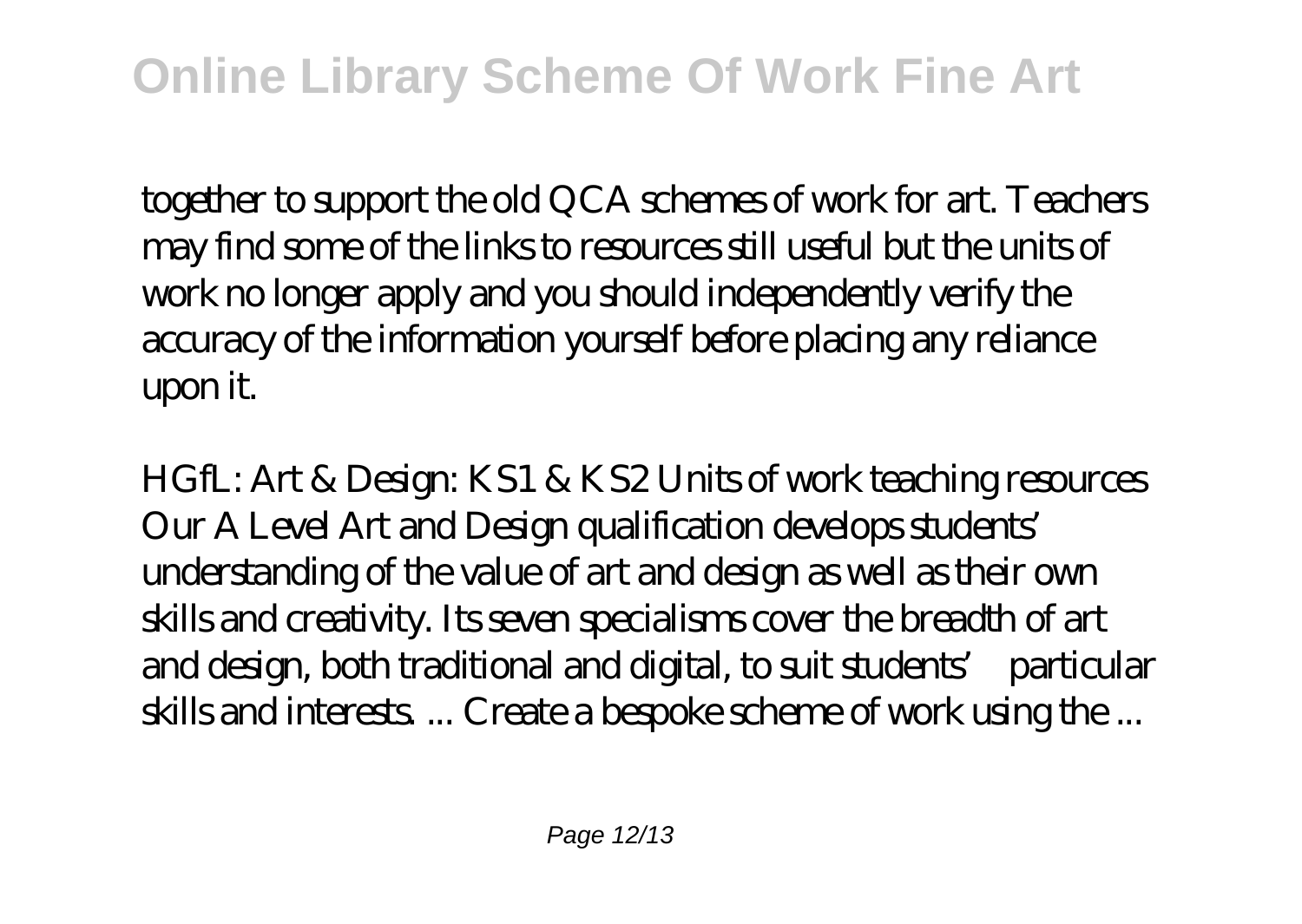together to support the old QCA schemes of work for art. Teachers may find some of the links to resources still useful but the units of work no longer apply and you should independently verify the accuracy of the information yourself before placing any reliance upon it.

HGfL: Art & Design: KS1 & KS2 Units of work teaching resources
Our A Level Art and Design qualification develops students' understanding of the value of art and design as well as their own skills and creativity. Its seven specialisms cover the breadth of art and design, both traditional and digital, to suit students' particular skills and interests. ... Create a bespoke scheme of work using the ...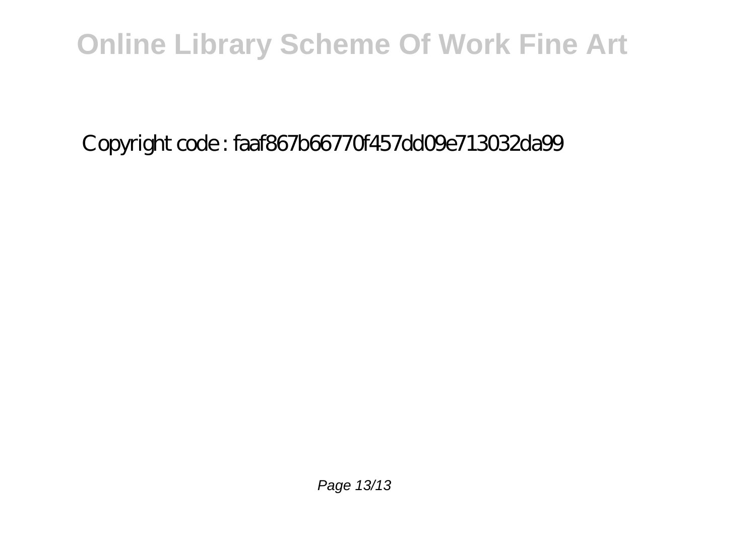Copyright code : faaf867b66770f457dd09e713032da99